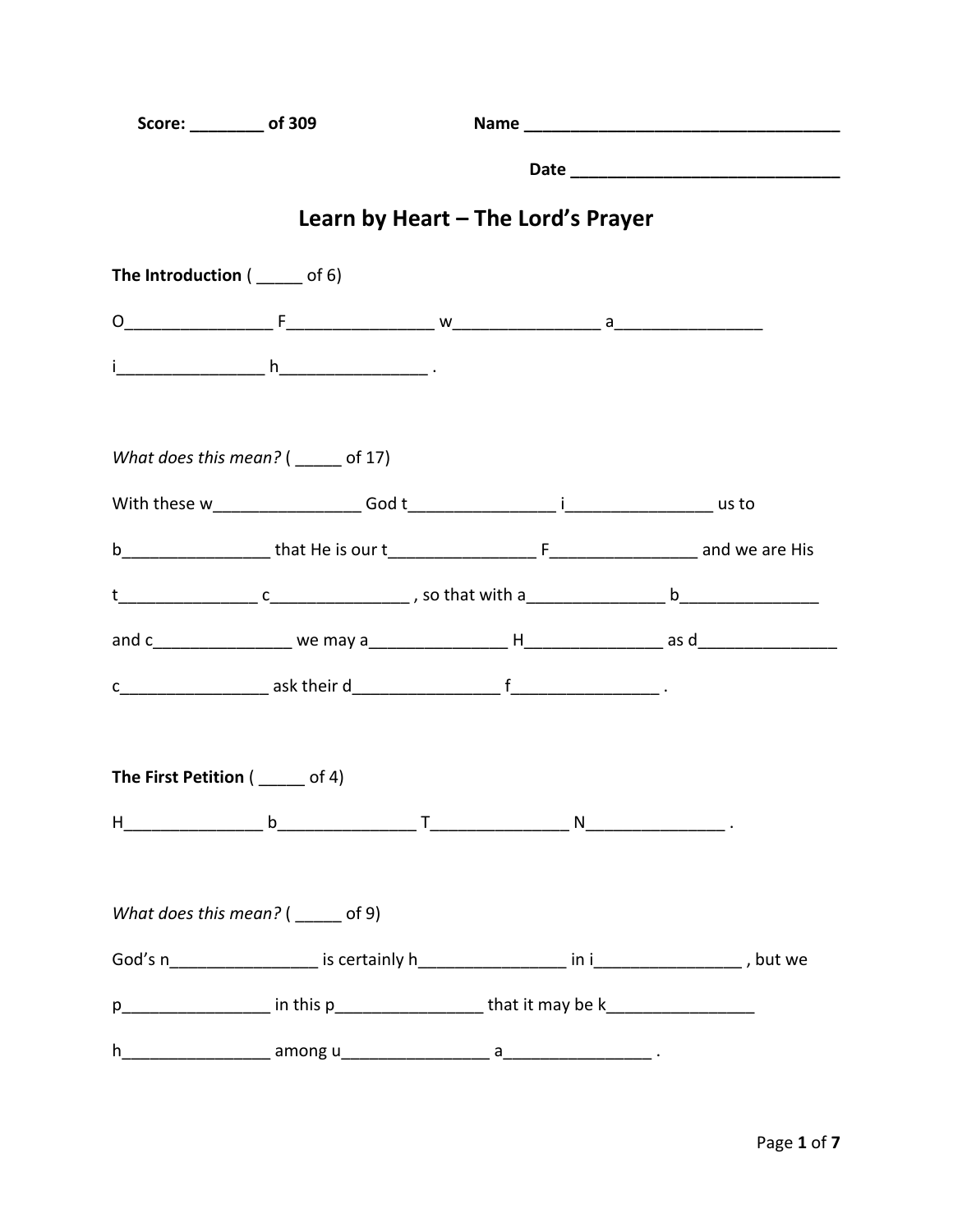**Score: ________ of 309** **Name ___________________________________**

**Date ____________________________**

# Learn by Heart – The Lord's Prayer

**The Introduction** ( _____ of 6)

O________________ F________________ w________________ a________________

i________________ h________________ .

*What does this mean?* ( _____ of 17)

With these w________________ God t________________ i________________ us to

b________________ that He is our t________________ F________________ and we are His

t_______________ c_______________ , so that with a_______________ b_______________

and c_______________ we may a_______________ H_______________ as d_______________

c________________ ask their d________________ f________________ .

**The First Petition** ( _____ of 4)

H_______________ b_______________ T_______________ N_______________ .

*What does this mean?* ( _____ of 9)

God's n________________ is certainly h________________ in i________________ , but we

p________________ in this p________________ that it may be k________________

h________________ among u________________ a________________ .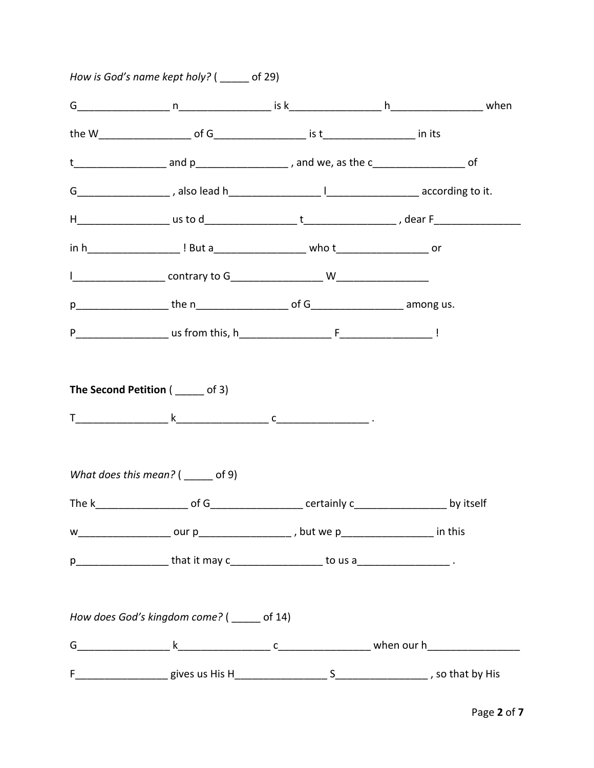*How is God's name kept holy?* ( _____ of 29)

G________________ n________________ is k________________ h________________ when the W________________ of G________________ is t________________ in its t________________ and p________________ , and we, as the c________________ of G________________ , also lead h________________ l________________ according to it. H________________ us to d________________ t________________ , dear F________________ in h________________ ! But a________________ who t________________ or l________________ contrary to G________________ W________________ p________________ the n________________ of G________________ among us. P________________ us from this, h________________ F________________ !

**The Second Petition** ( _____ of 3)

T________________ k________________ c________________ .

*What does this mean?* ( _____ of 9)

The k________________ of G________________ certainly c________________ by itself w________________ our p________________ , but we p________________ in this p________________ that it may c________________ to us a________________ .

*How does God's kingdom come?* ( _____ of 14)

G________________ k________________ c________________ when our h________________ F________________ gives us His H________________ S________________ , so that by His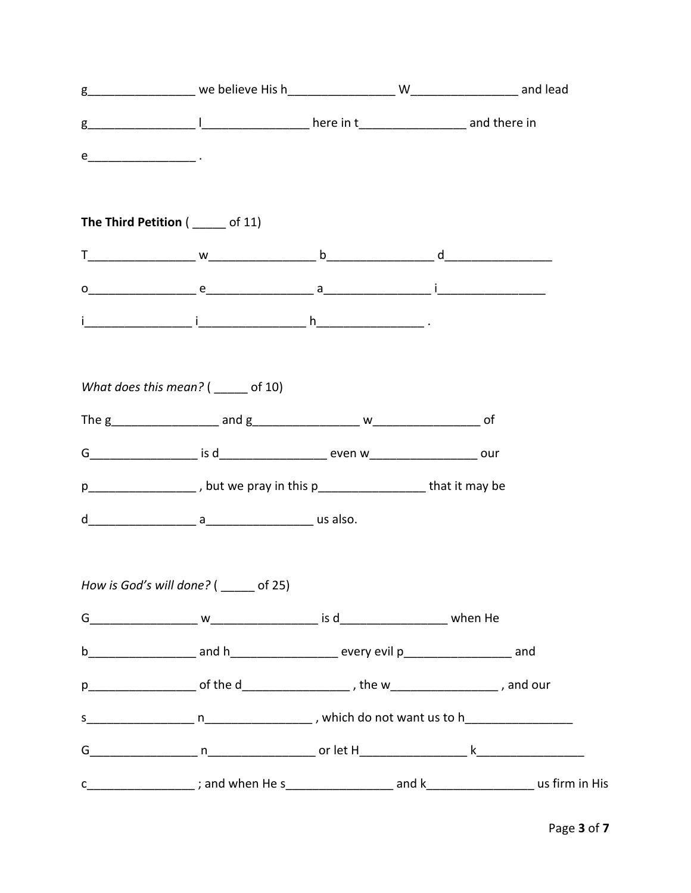g________________ we believe His h________________ W________________ and lead

g________________ l________________ here in t________________ and there in

e________________ .

**The Third Petition** ( _____ of 11)

T________________ w________________ b________________ d________________

o________________ e________________ a________________ i________________

i________________ i________________ h________________ .

*What does this mean?* ( _____ of 10)

The g________________ and g________________ w________________ of

G________________ is d________________ even w________________ our

p________________ , but we pray in this p________________ that it may be

d________________ a________________ us also.

*How is God's will done?* ( _____ of 25)

G________________ w________________ is d________________ when He

b________________ and h________________ every evil p________________ and

p________________ of the d________________ , the w________________ , and our

s________________ n________________ , which do not want us to h________________

G________________ n________________ or let H________________ k________________

c________________ ; and when He s________________ and k________________ us firm in His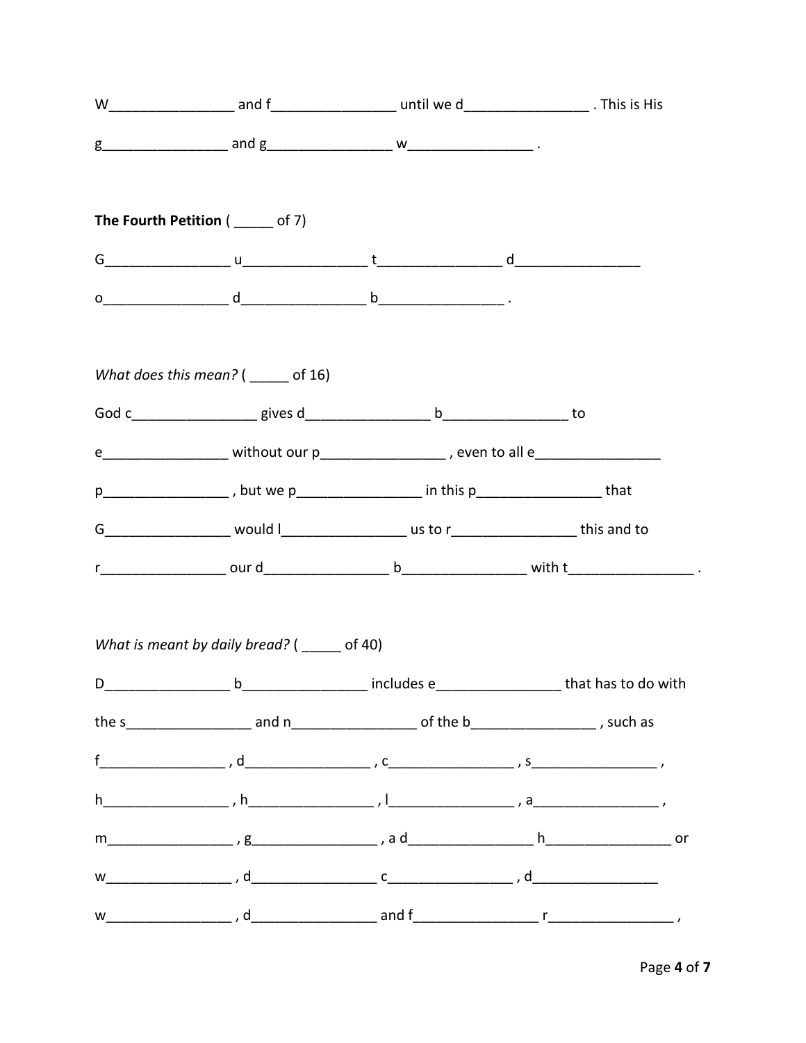W________________ and f________________ until we d________________ . This is His

g________________ and g________________ w________________ .

**The Fourth Petition** ( _____ of 7)

G________________ u________________ t________________ d________________

o________________ d________________ b________________ .

*What does this mean?* ( _____ of 16)

God c________________ gives d________________ b________________ to

e________________ without our p________________ , even to all e________________

p________________ , but we p________________ in this p________________ that

G________________ would l________________ us to r________________ this and to

r________________ our d________________ b________________ with t________________ .

*What is meant by daily bread?* ( _____ of 40)

D________________ b________________ includes e________________ that has to do with

the s________________ and n________________ of the b________________ , such as

f________________ , d________________ , c________________ , s________________ ,

h________________ , h________________ , l________________ , a________________ ,

m________________ , g________________ , a d________________ h________________ or

w________________ , d________________ c________________ , d________________

w________________ , d________________ and f________________ r________________ ,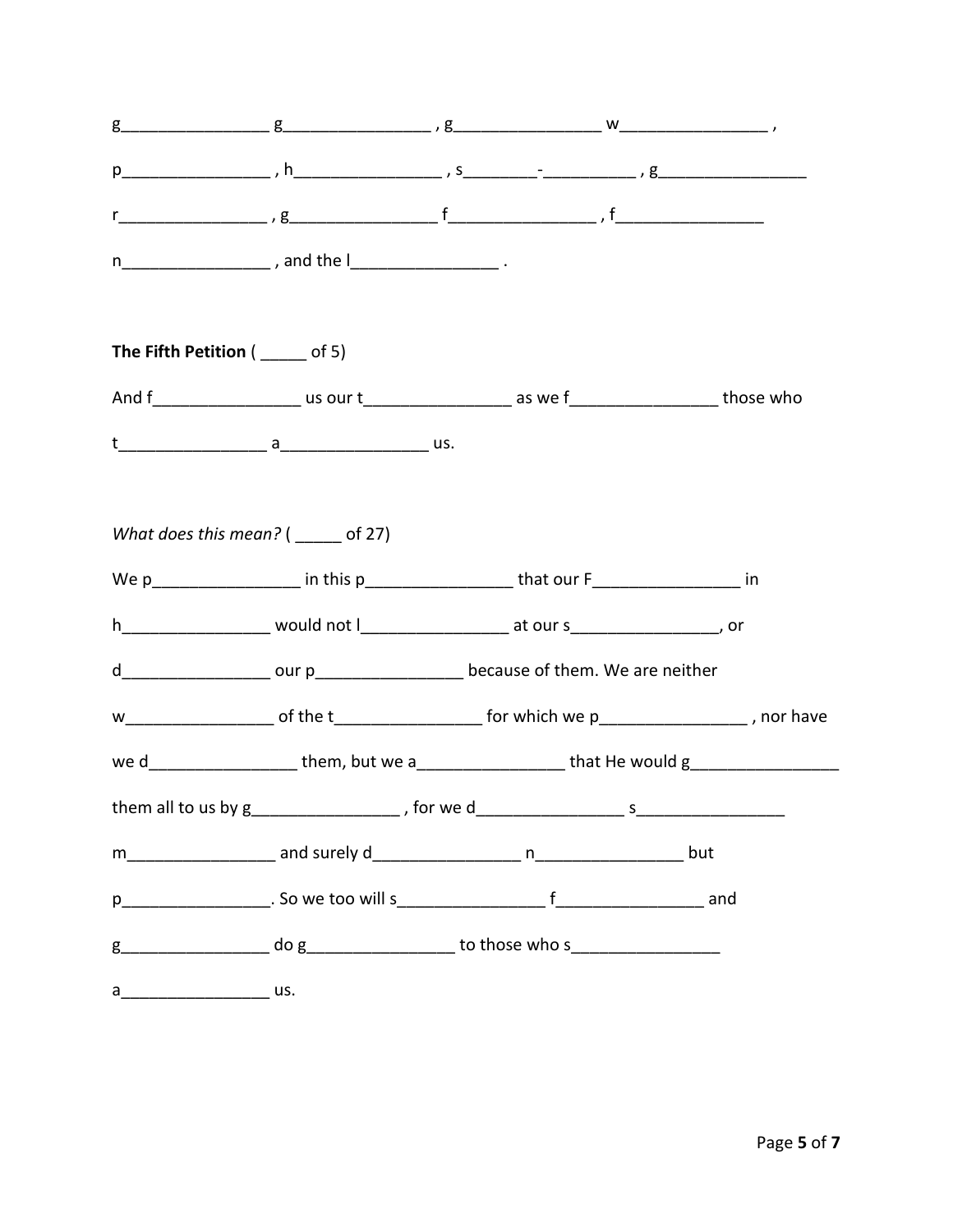g________________ g________________ , g________________ w________________ ,

p________________ , h________________ , s________-__________ , g________________

r________________ , g________________ f________________ , f________________

n________________ , and the l________________ .

**The Fifth Petition** ( _____ of 5)

And f________________ us our t________________ as we f________________ those who

t________________ a________________ us.

*What does this mean?* ( _____ of 27)

We p________________ in this p________________ that our F________________ in

h________________ would not l________________ at our s________________, or

d________________ our p________________ because of them. We are neither

w________________ of the t________________ for which we p________________ , nor have

we d________________ them, but we a________________ that He would g________________

them all to us by g________________ , for we d________________ s________________

m________________ and surely d________________ n________________ but

p________________. So we too will s________________ f________________ and

g________________ do g________________ to those who s________________

a________________ us.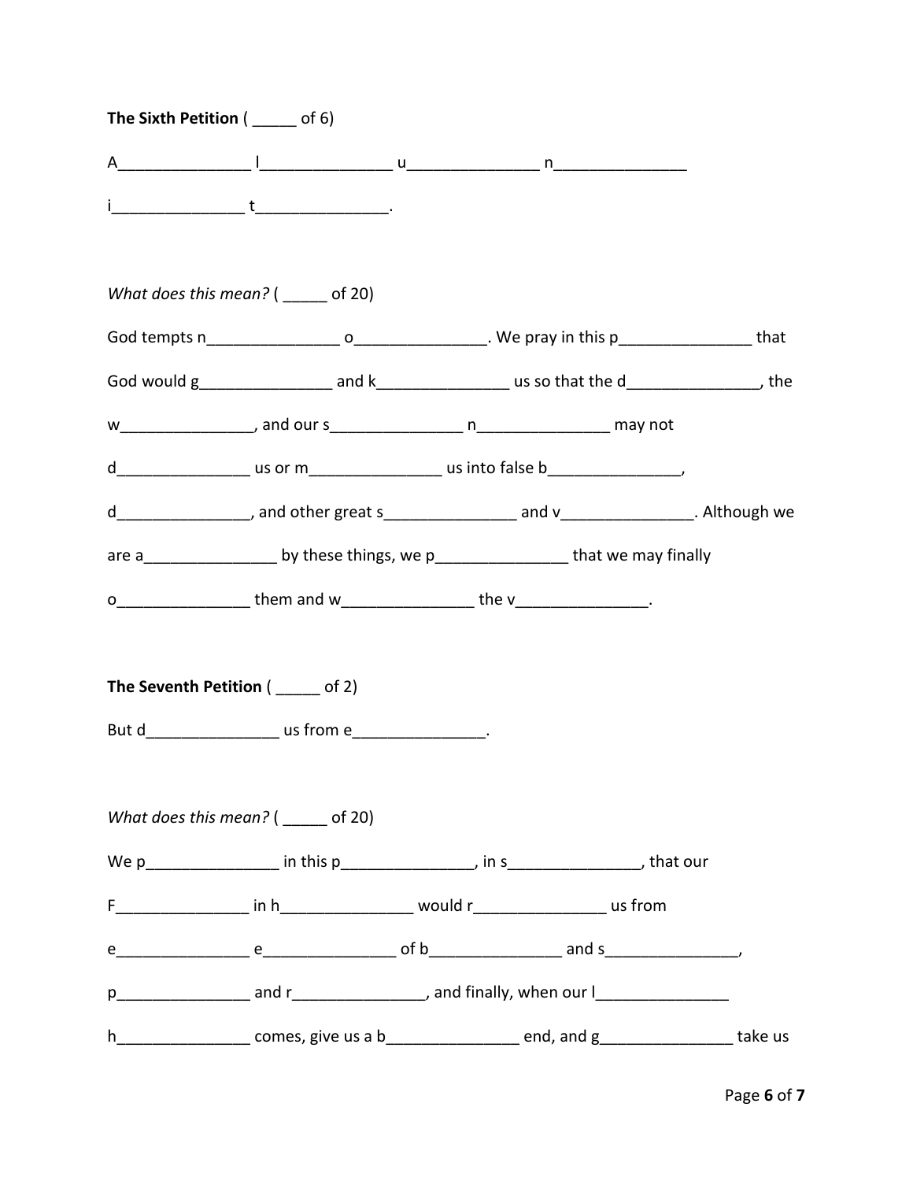**The Sixth Petition** ( _____ of 6)

A_______________ l_______________ u_______________ n_______________ i_______________ t_______________.

*What does this mean?* ( _____ of 20)

God tempts n_______________ o_______________. We pray in this p_______________ that God would g_______________ and k_______________ us so that the d_______________, the w_______________, and our s_______________ n_______________ may not d_______________ us or m_______________ us into false b_______________, d_______________, and other great s_______________ and v_______________. Although we are a_______________ by these things, we p_______________ that we may finally o_______________ them and w_______________ the v_______________.

**The Seventh Petition** ( _____ of 2)

But d_______________ us from e_______________.

*What does this mean?* ( _____ of 20)

We p_______________ in this p_______________, in s_______________, that our F_______________ in h_______________ would r_______________ us from e_______________ e_______________ of b_______________ and s_______________, p_______________ and r_______________, and finally, when our l_______________ h_______________ comes, give us a b_______________ end, and g_______________ take us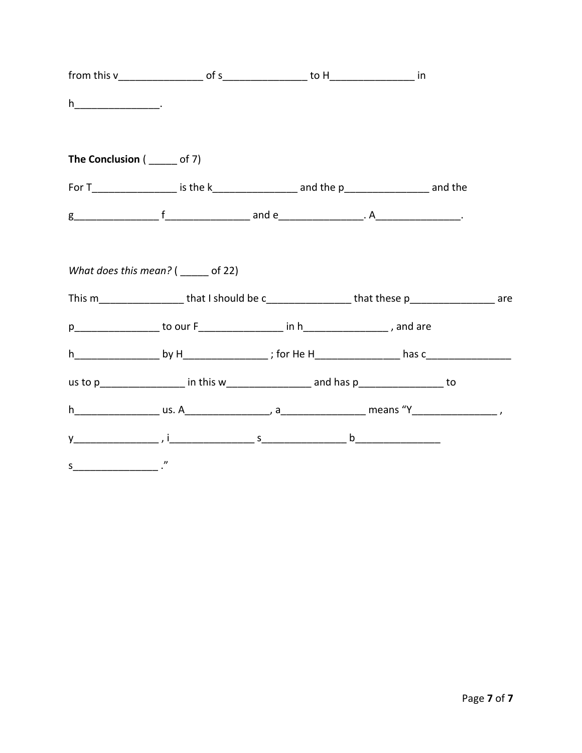from this v_______________ of s_______________ to H_______________ in

h_______________.

**The Conclusion** ( _____ of 7)

For T_______________ is the k_______________ and the p_______________ and the

g_______________ f_______________ and e_______________. A_______________.

*What does this mean?* ( _____ of 22)

This m_______________ that I should be c_______________ that these p_______________ are

p_______________ to our F_______________ in h_______________ , and are

h_______________ by H_______________ ; for He H_______________ has c_______________

us to p_______________ in this w_______________ and has p_______________ to

h_______________ us. A_______________, a_______________ means "Y_______________ ,

y_______________ , i_______________ s_______________ b_______________

s_______________ ."